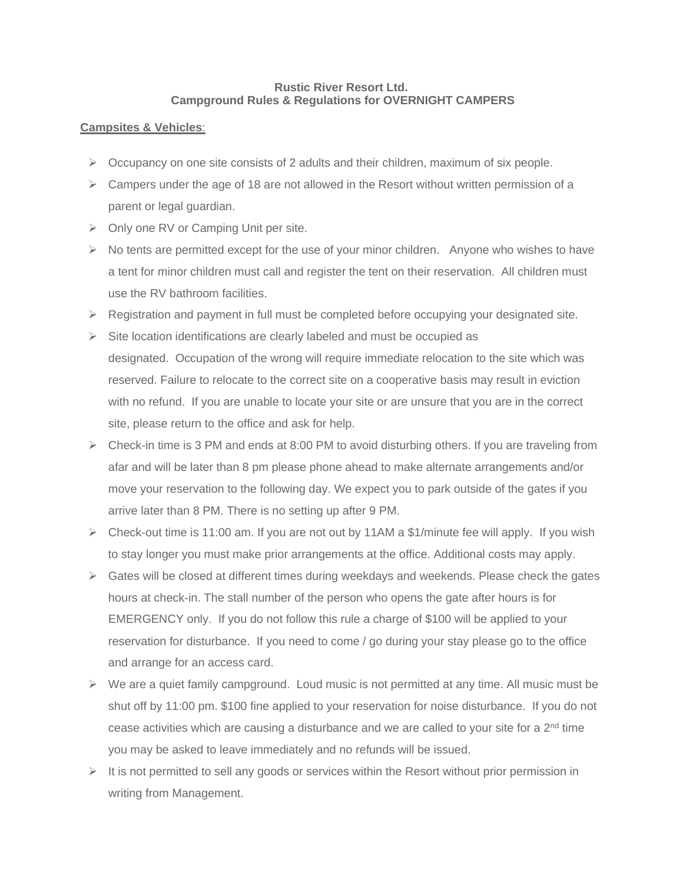**Rustic River Resort Ltd.**
**Campground Rules & Regulations for OVERNIGHT CAMPERS**

**Campsites & Vehicles**:

- Occupancy on one site consists of 2 adults and their children, maximum of six people.
- Campers under the age of 18 are not allowed in the Resort without written permission of a parent or legal guardian.
- Only one RV or Camping Unit per site.
- No tents are permitted except for the use of your minor children. Anyone who wishes to have a tent for minor children must call and register the tent on their reservation. All children must use the RV bathroom facilities.
- Registration and payment in full must be completed before occupying your designated site.
- Site location identifications are clearly labeled and must be occupied as designated. Occupation of the wrong will require immediate relocation to the site which was reserved. Failure to relocate to the correct site on a cooperative basis may result in eviction with no refund. If you are unable to locate your site or are unsure that you are in the correct site, please return to the office and ask for help.
- Check-in time is 3 PM and ends at 8:00 PM to avoid disturbing others. If you are traveling from afar and will be later than 8 pm please phone ahead to make alternate arrangements and/or move your reservation to the following day. We expect you to park outside of the gates if you arrive later than 8 PM. There is no setting up after 9 PM.
- Check-out time is 11:00 am. If you are not out by 11AM a $1/minute fee will apply. If you wish to stay longer you must make prior arrangements at the office. Additional costs may apply.
- Gates will be closed at different times during weekdays and weekends. Please check the gates hours at check-in. The stall number of the person who opens the gate after hours is for EMERGENCY only. If you do not follow this rule a charge of $100 will be applied to your reservation for disturbance. If you need to come / go during your stay please go to the office and arrange for an access card.
- We are a quiet family campground. Loud music is not permitted at any time. All music must be shut off by 11:00 pm. $100 fine applied to your reservation for noise disturbance. If you do not cease activities which are causing a disturbance and we are called to your site for a 2nd time you may be asked to leave immediately and no refunds will be issued.
- It is not permitted to sell any goods or services within the Resort without prior permission in writing from Management.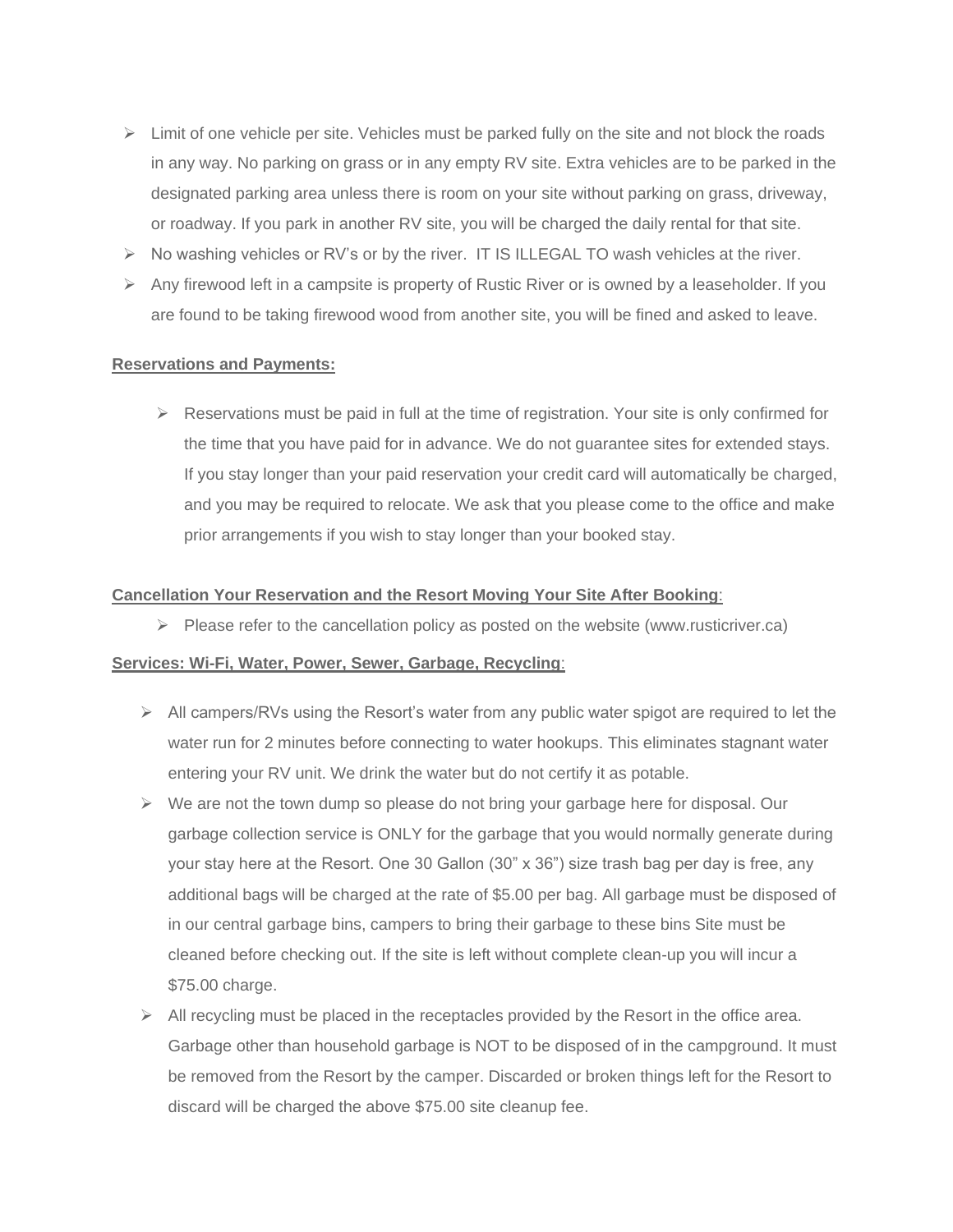- Limit of one vehicle per site. Vehicles must be parked fully on the site and not block the roads in any way. No parking on grass or in any empty RV site. Extra vehicles are to be parked in the designated parking area unless there is room on your site without parking on grass, driveway, or roadway. If you park in another RV site, you will be charged the daily rental for that site.
- No washing vehicles or RV's or by the river. IT IS ILLEGAL TO wash vehicles at the river.
- Any firewood left in a campsite is property of Rustic River or is owned by a leaseholder. If you are found to be taking firewood wood from another site, you will be fined and asked to leave.

**Reservations and Payments:**

- Reservations must be paid in full at the time of registration. Your site is only confirmed for the time that you have paid for in advance. We do not guarantee sites for extended stays. If you stay longer than your paid reservation your credit card will automatically be charged, and you may be required to relocate. We ask that you please come to the office and make prior arrangements if you wish to stay longer than your booked stay.

**Cancellation Your Reservation and the Resort Moving Your Site After Booking**:

- Please refer to the cancellation policy as posted on the website (www.rusticriver.ca)

**Services: Wi-Fi, Water, Power, Sewer, Garbage, Recycling**:

- All campers/RVs using the Resort's water from any public water spigot are required to let the water run for 2 minutes before connecting to water hookups. This eliminates stagnant water entering your RV unit. We drink the water but do not certify it as potable.
- We are not the town dump so please do not bring your garbage here for disposal. Our garbage collection service is ONLY for the garbage that you would normally generate during your stay here at the Resort. One 30 Gallon (30" x 36") size trash bag per day is free, any additional bags will be charged at the rate of $5.00 per bag. All garbage must be disposed of in our central garbage bins, campers to bring their garbage to these bins Site must be cleaned before checking out. If the site is left without complete clean-up you will incur a $75.00 charge.
- All recycling must be placed in the receptacles provided by the Resort in the office area. Garbage other than household garbage is NOT to be disposed of in the campground. It must be removed from the Resort by the camper. Discarded or broken things left for the Resort to discard will be charged the above $75.00 site cleanup fee.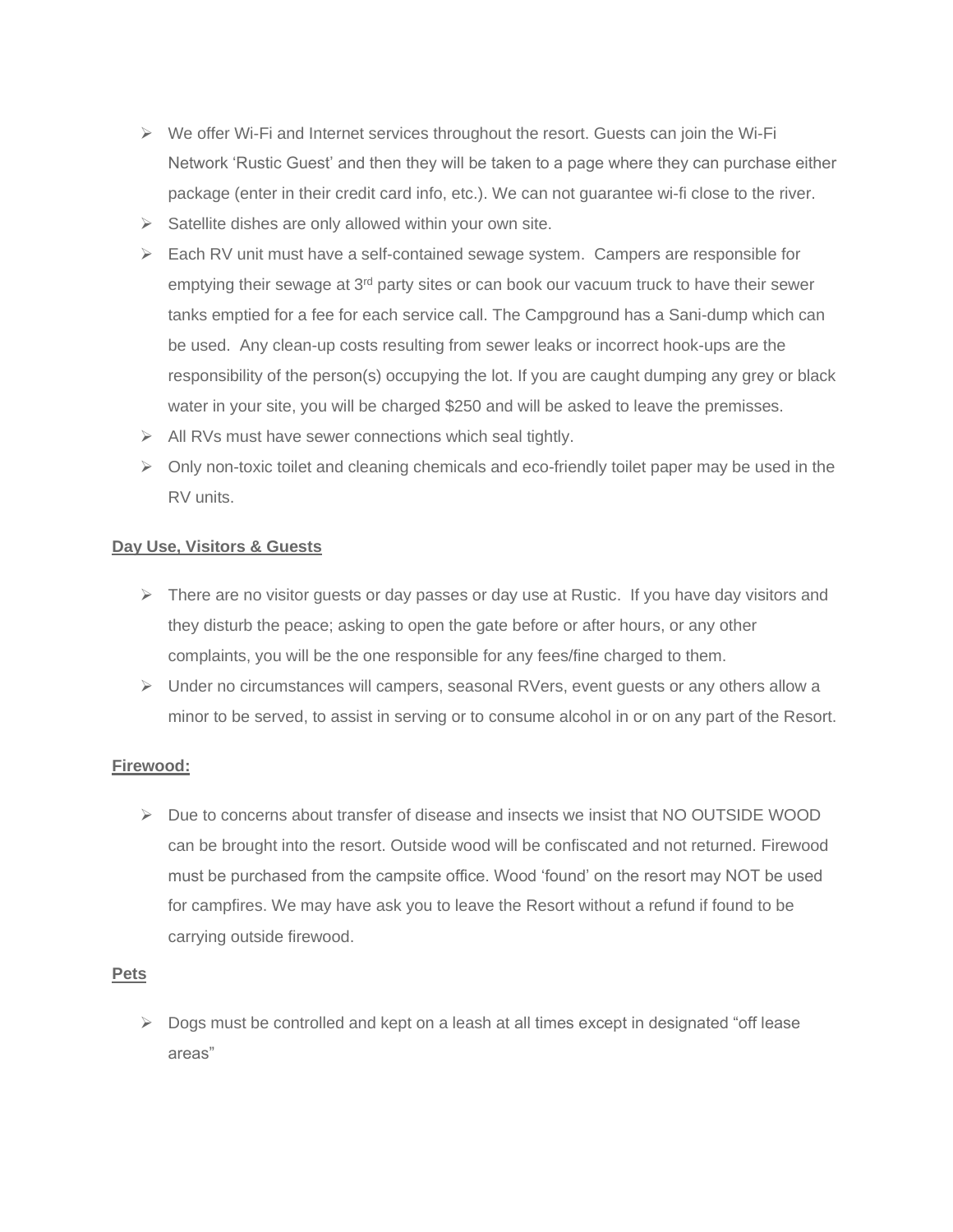- We offer Wi-Fi and Internet services throughout the resort. Guests can join the Wi-Fi Network 'Rustic Guest' and then they will be taken to a page where they can purchase either package (enter in their credit card info, etc.). We can not guarantee wi-fi close to the river.
- Satellite dishes are only allowed within your own site.
- Each RV unit must have a self-contained sewage system. Campers are responsible for emptying their sewage at 3rd party sites or can book our vacuum truck to have their sewer tanks emptied for a fee for each service call. The Campground has a Sani-dump which can be used. Any clean-up costs resulting from sewer leaks or incorrect hook-ups are the responsibility of the person(s) occupying the lot. If you are caught dumping any grey or black water in your site, you will be charged $250 and will be asked to leave the premisses.
- All RVs must have sewer connections which seal tightly.
- Only non-toxic toilet and cleaning chemicals and eco-friendly toilet paper may be used in the RV units.

**Day Use, Visitors & Guests**

- There are no visitor guests or day passes or day use at Rustic. If you have day visitors and they disturb the peace; asking to open the gate before or after hours, or any other complaints, you will be the one responsible for any fees/fine charged to them.
- Under no circumstances will campers, seasonal RVers, event guests or any others allow a minor to be served, to assist in serving or to consume alcohol in or on any part of the Resort.

**Firewood:**

- Due to concerns about transfer of disease and insects we insist that NO OUTSIDE WOOD can be brought into the resort. Outside wood will be confiscated and not returned. Firewood must be purchased from the campsite office. Wood 'found' on the resort may NOT be used for campfires. We may have ask you to leave the Resort without a refund if found to be carrying outside firewood.

**Pets**

- Dogs must be controlled and kept on a leash at all times except in designated "off lease areas"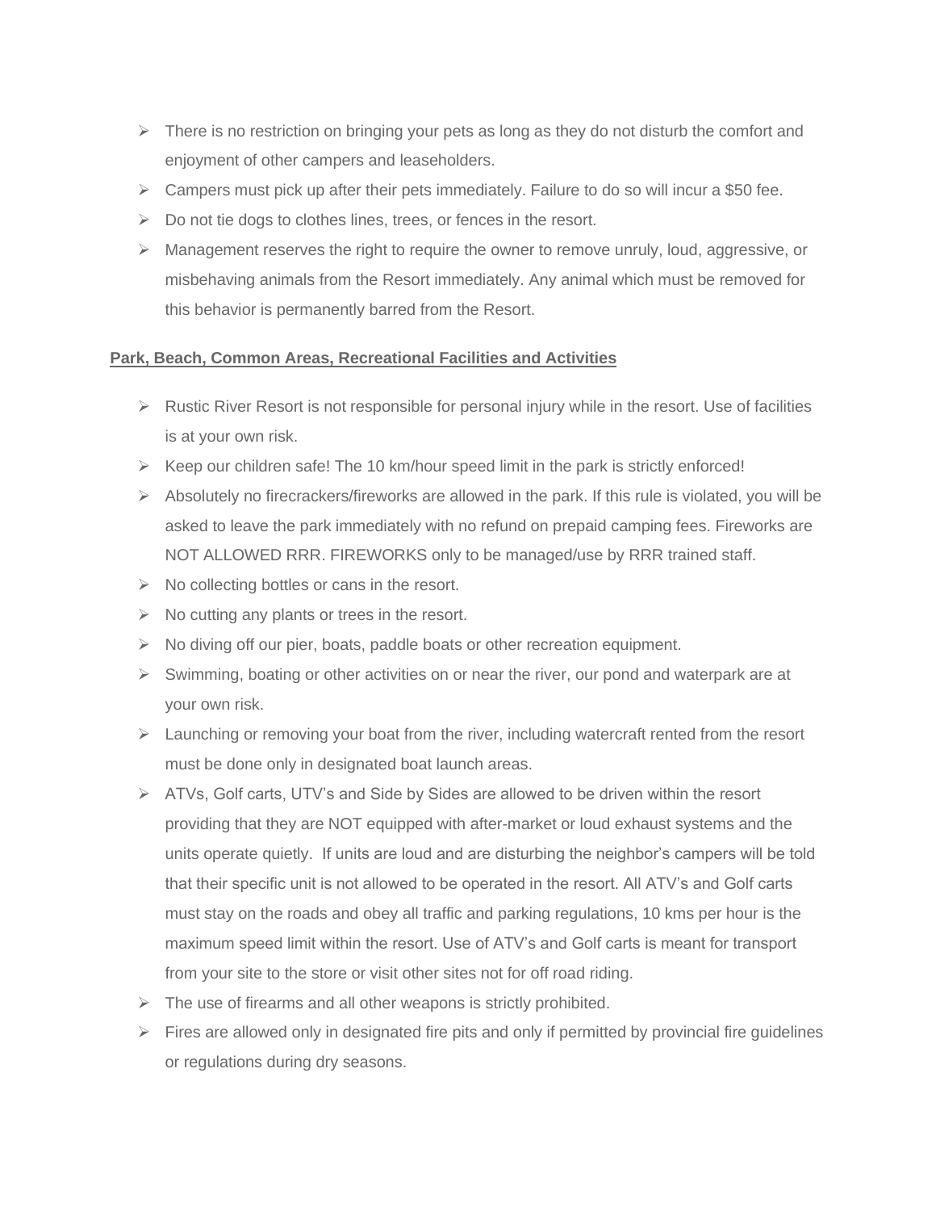- There is no restriction on bringing your pets as long as they do not disturb the comfort and enjoyment of other campers and leaseholders.
- Campers must pick up after their pets immediately. Failure to do so will incur a $50 fee.
- Do not tie dogs to clothes lines, trees, or fences in the resort.
- Management reserves the right to require the owner to remove unruly, loud, aggressive, or misbehaving animals from the Resort immediately. Any animal which must be removed for this behavior is permanently barred from the Resort.

**Park, Beach, Common Areas, Recreational Facilities and Activities**

- Rustic River Resort is not responsible for personal injury while in the resort. Use of facilities is at your own risk.
- Keep our children safe! The 10 km/hour speed limit in the park is strictly enforced!
- Absolutely no firecrackers/fireworks are allowed in the park. If this rule is violated, you will be asked to leave the park immediately with no refund on prepaid camping fees. Fireworks are NOT ALLOWED RRR. FIREWORKS only to be managed/use by RRR trained staff.
- No collecting bottles or cans in the resort.
- No cutting any plants or trees in the resort.
- No diving off our pier, boats, paddle boats or other recreation equipment.
- Swimming, boating or other activities on or near the river, our pond and waterpark are at your own risk.
- Launching or removing your boat from the river, including watercraft rented from the resort must be done only in designated boat launch areas.
- ATVs, Golf carts, UTV's and Side by Sides are allowed to be driven within the resort providing that they are NOT equipped with after-market or loud exhaust systems and the units operate quietly. If units are loud and are disturbing the neighbor's campers will be told that their specific unit is not allowed to be operated in the resort. All ATV's and Golf carts must stay on the roads and obey all traffic and parking regulations, 10 kms per hour is the maximum speed limit within the resort. Use of ATV's and Golf carts is meant for transport from your site to the store or visit other sites not for off road riding.
- The use of firearms and all other weapons is strictly prohibited.
- Fires are allowed only in designated fire pits and only if permitted by provincial fire guidelines or regulations during dry seasons.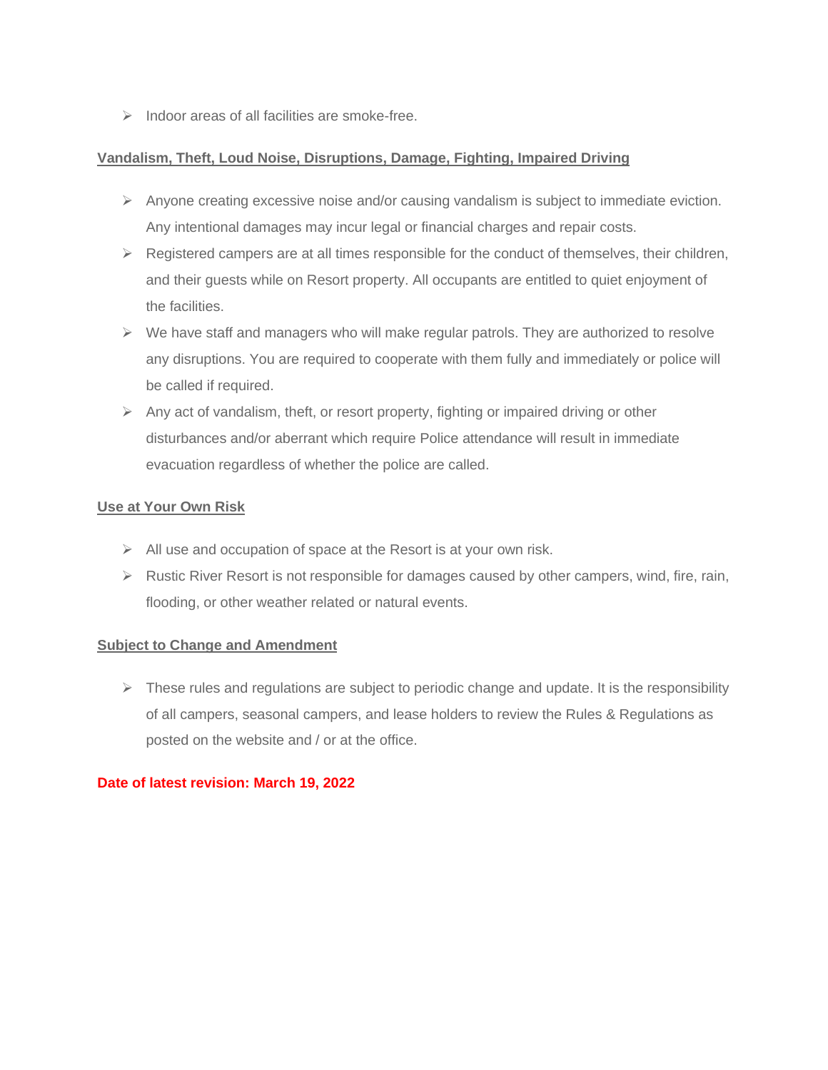- Indoor areas of all facilities are smoke-free.

**Vandalism, Theft, Loud Noise, Disruptions, Damage, Fighting, Impaired Driving**

- Anyone creating excessive noise and/or causing vandalism is subject to immediate eviction. Any intentional damages may incur legal or financial charges and repair costs.
- Registered campers are at all times responsible for the conduct of themselves, their children, and their guests while on Resort property. All occupants are entitled to quiet enjoyment of the facilities.
- We have staff and managers who will make regular patrols. They are authorized to resolve any disruptions. You are required to cooperate with them fully and immediately or police will be called if required.
- Any act of vandalism, theft, or resort property, fighting or impaired driving or other disturbances and/or aberrant which require Police attendance will result in immediate evacuation regardless of whether the police are called.

**Use at Your Own Risk**

- All use and occupation of space at the Resort is at your own risk.
- Rustic River Resort is not responsible for damages caused by other campers, wind, fire, rain, flooding, or other weather related or natural events.

**Subject to Change and Amendment**

- These rules and regulations are subject to periodic change and update. It is the responsibility of all campers, seasonal campers, and lease holders to review the Rules & Regulations as posted on the website and / or at the office.

**Date of latest revision: March 19, 2022**